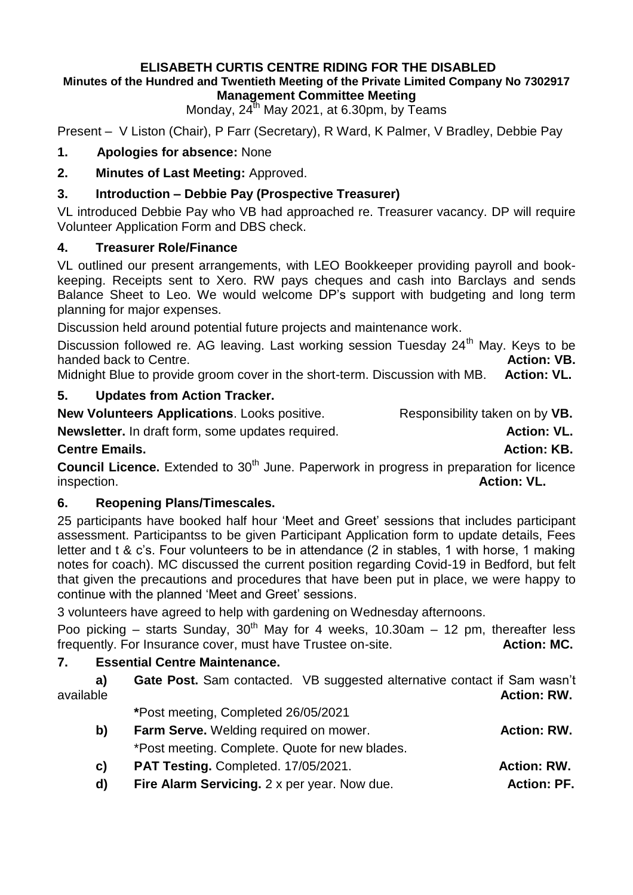**ELISABETH CURTIS CENTRE RIDING FOR THE DISABLED**
**Minutes of the Hundred and Twentieth Meeting of the Private Limited Company No 7302917**
**Management Committee Meeting**

Monday, 24th May 2021, at 6.30pm, by Teams

Present – V Liston (Chair), P Farr (Secretary), R Ward, K Palmer, V Bradley, Debbie Pay

**1. Apologies for absence:** None

**2. Minutes of Last Meeting:** Approved.

**3. Introduction – Debbie Pay (Prospective Treasurer)**

VL introduced Debbie Pay who VB had approached re. Treasurer vacancy. DP will require Volunteer Application Form and DBS check.

**4. Treasurer Role/Finance**

VL outlined our present arrangements, with LEO Bookkeeper providing payroll and book-keeping. Receipts sent to Xero. RW pays cheques and cash into Barclays and sends Balance Sheet to Leo. We would welcome DP's support with budgeting and long term planning for major expenses.

Discussion held around potential future projects and maintenance work.

Discussion followed re. AG leaving. Last working session Tuesday 24th May. Keys to be handed back to Centre. **Action: VB.**

Midnight Blue to provide groom cover in the short-term. Discussion with MB. **Action: VL.**

**5. Updates from Action Tracker.**

**New Volunteers Applications**. Looks positive. Responsibility taken on by **VB.**

**Newsletter.** In draft form, some updates required. **Action: VL.**

**Centre Emails.** **Action: KB.**

**Council Licence.** Extended to 30th June. Paperwork in progress in preparation for licence inspection. **Action: VL.**

**6. Reopening Plans/Timescales.**

25 participants have booked half hour 'Meet and Greet' sessions that includes participant assessment. Participantss to be given Participant Application form to update details, Fees letter and t & c's. Four volunteers to be in attendance (2 in stables, 1 with horse, 1 making notes for coach). MC discussed the current position regarding Covid-19 in Bedford, but felt that given the precautions and procedures that have been put in place, we were happy to continue with the planned 'Meet and Greet' sessions.

3 volunteers have agreed to help with gardening on Wednesday afternoons.

Poo picking – starts Sunday, 30th May for 4 weeks, 10.30am – 12 pm, thereafter less frequently. For Insurance cover, must have Trustee on-site. **Action: MC.**

**7. Essential Centre Maintenance.**

**a) Gate Post.** Sam contacted. VB suggested alternative contact if Sam wasn't available **Action: RW.**

*Post meeting, Completed 26/05/2021

**b) Farm Serve.** Welding required on mower. **Action: RW.**

*Post meeting. Complete. Quote for new blades.

**c) PAT Testing.** Completed. 17/05/2021. **Action: RW.**

**d) Fire Alarm Servicing.** 2 x per year. Now due. **Action: PF.**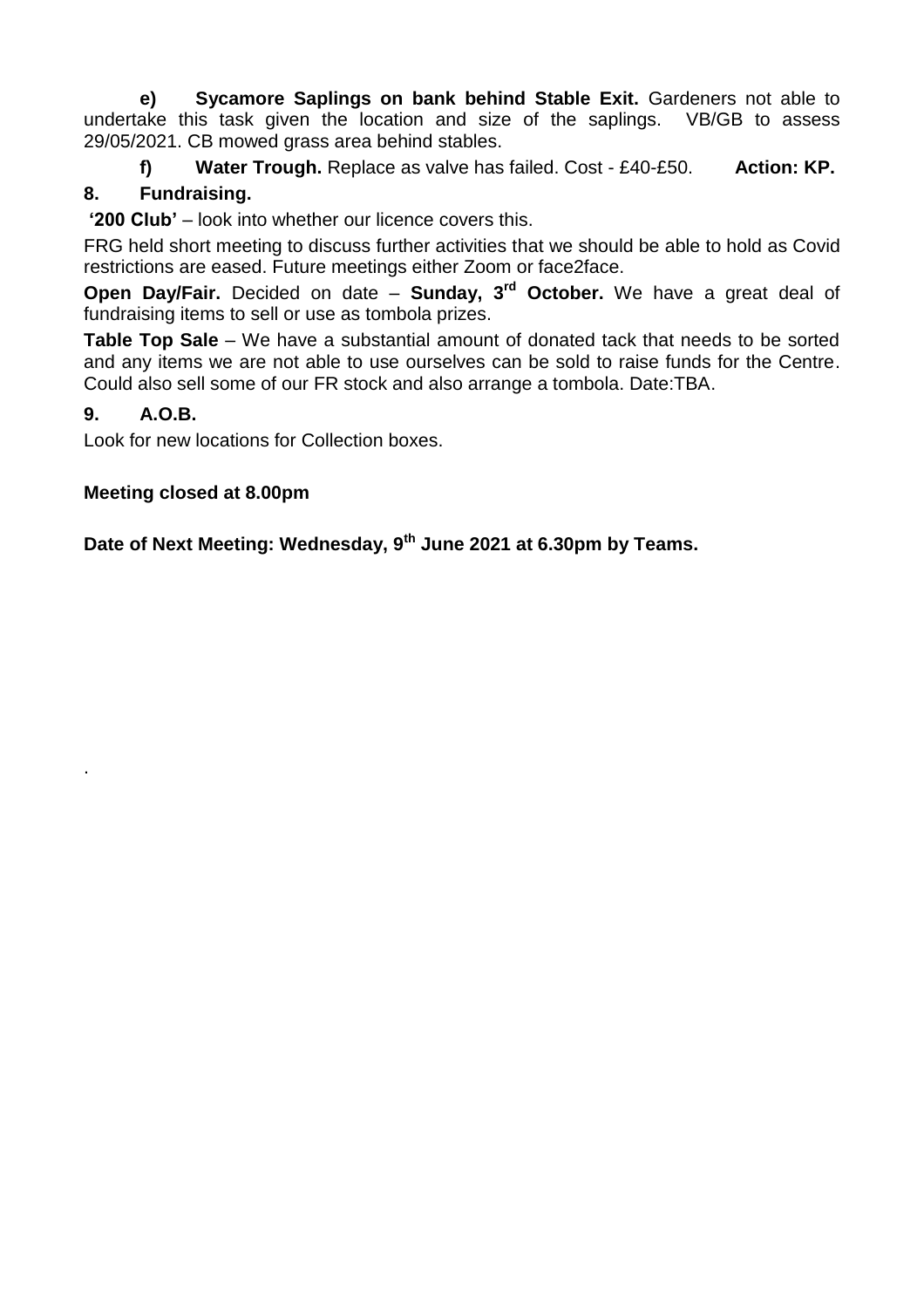**e) Sycamore Saplings on bank behind Stable Exit.** Gardeners not able to undertake this task given the location and size of the saplings. VB/GB to assess 29/05/2021. CB mowed grass area behind stables.

**f) Water Trough.** Replace as valve has failed. Cost - £40-£50. **Action: KP.**

## 8. Fundraising.

**'200 Club'** – look into whether our licence covers this.

FRG held short meeting to discuss further activities that we should be able to hold as Covid restrictions are eased. Future meetings either Zoom or face2face.

**Open Day/Fair.** Decided on date – **Sunday, 3rd October.** We have a great deal of fundraising items to sell or use as tombola prizes.

**Table Top Sale** – We have a substantial amount of donated tack that needs to be sorted and any items we are not able to use ourselves can be sold to raise funds for the Centre. Could also sell some of our FR stock and also arrange a tombola. Date:TBA.

## 9. A.O.B.

Look for new locations for Collection boxes.

**Meeting closed at 8.00pm**

**Date of Next Meeting: Wednesday, 9th June 2021 at 6.30pm by Teams.**

.